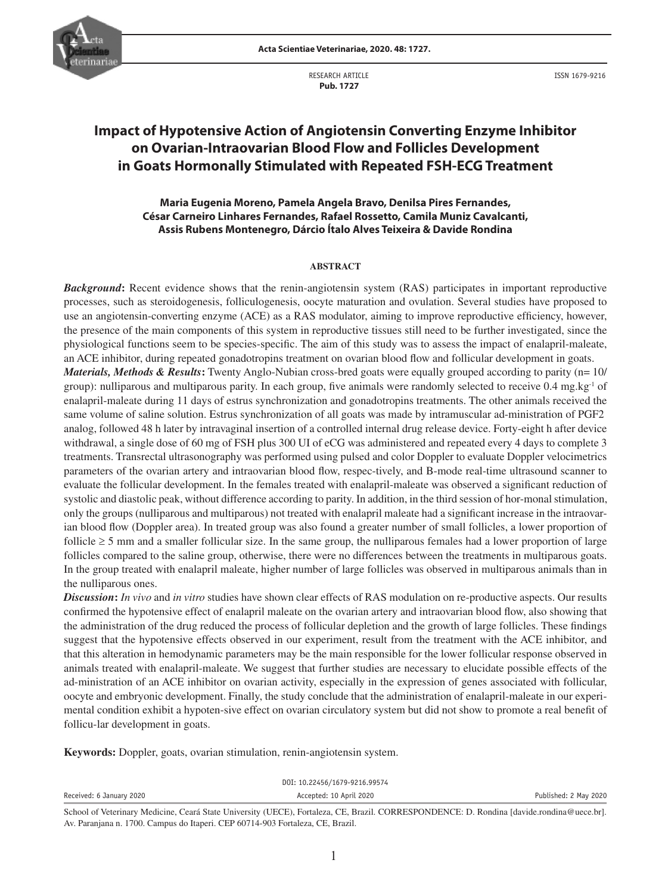RESEARCH ARTICLE
**Pub. 1727**

ISSN 1679-9216

# Impact of Hypotensive Action of Angiotensin Converting Enzyme Inhibitor on Ovarian-Intraovarian Blood Flow and Follicles Development in Goats Hormonally Stimulated with Repeated FSH-ECG Treatment

**Maria Eugenia Moreno, Pamela Angela Bravo, Denilsa Pires Fernandes, César Carneiro Linhares Fernandes, Rafael Rossetto, Camila Muniz Cavalcanti, Assis Rubens Montenegro, Dárcio Ítalo Alves Teixeira & Davide Rondina**

## ABSTRACT

***Background*:** Recent evidence shows that the renin-angiotensin system (RAS) participates in important reproductive processes, such as steroidogenesis, folliculogenesis, oocyte maturation and ovulation. Several studies have proposed to use an angiotensin-converting enzyme (ACE) as a RAS modulator, aiming to improve reproductive efficiency, however, the presence of the main components of this system in reproductive tissues still need to be further investigated, since the physiological functions seem to be species-specific. The aim of this study was to assess the impact of enalapril-maleate, an ACE inhibitor, during repeated gonadotropins treatment on ovarian blood flow and follicular development in goats.

***Materials, Methods & Results*:** Twenty Anglo-Nubian cross-bred goats were equally grouped according to parity (n= 10/ group): nulliparous and multiparous parity. In each group, five animals were randomly selected to receive 0.4 mg.kg$^{-1}$ of enalapril-maleate during 11 days of estrus synchronization and gonadotropins treatments. The other animals received the same volume of saline solution. Estrus synchronization of all goats was made by intramuscular ad-ministration of PGF2 analog, followed 48 h later by intravaginal insertion of a controlled internal drug release device. Forty-eight h after device withdrawal, a single dose of 60 mg of FSH plus 300 UI of eCG was administered and repeated every 4 days to complete 3 treatments. Transrectal ultrasonography was performed using pulsed and color Doppler to evaluate Doppler velocimetrics parameters of the ovarian artery and intraovarian blood flow, respec-tively, and B-mode real-time ultrasound scanner to evaluate the follicular development. In the females treated with enalapril-maleate was observed a significant reduction of systolic and diastolic peak, without difference according to parity. In addition, in the third session of hor-monal stimulation, only the groups (nulliparous and multiparous) not treated with enalapril maleate had a significant increase in the intraovar-ian blood flow (Doppler area). In treated group was also found a greater number of small follicles, a lower proportion of follicle ≥ 5 mm and a smaller follicular size. In the same group, the nulliparous females had a lower proportion of large follicles compared to the saline group, otherwise, there were no differences between the treatments in multiparous goats. In the group treated with enalapril maleate, higher number of large follicles was observed in multiparous animals than in the nulliparous ones.

***Discussion*:** *In vivo* and *in vitro* studies have shown clear effects of RAS modulation on re-productive aspects. Our results confirmed the hypotensive effect of enalapril maleate on the ovarian artery and intraovarian blood flow, also showing that the administration of the drug reduced the process of follicular depletion and the growth of large follicles. These findings suggest that the hypotensive effects observed in our experiment, result from the treatment with the ACE inhibitor, and that this alteration in hemodynamic parameters may be the main responsible for the lower follicular response observed in animals treated with enalapril-maleate. We suggest that further studies are necessary to elucidate possible effects of the ad-ministration of an ACE inhibitor on ovarian activity, especially in the expression of genes associated with follicular, oocyte and embryonic development. Finally, the study conclude that the administration of enalapril-maleate in our experi-mental condition exhibit a hypoten-sive effect on ovarian circulatory system but did not show to promote a real benefit of follicu-lar development in goats.

**Keywords:** Doppler, goats, ovarian stimulation, renin-angiotensin system.

DOI: 10.22456/1679-9216.99574

Received: 6 January 2020 | Accepted: 10 April 2020 | Published: 2 May 2020

School of Veterinary Medicine, Ceará State University (UECE), Fortaleza, CE, Brazil. CORRESPONDENCE: D. Rondina [davide.rondina@uece.br]. Av. Paranjana n. 1700. Campus do Itaperi. CEP 60714-903 Fortaleza, CE, Brazil.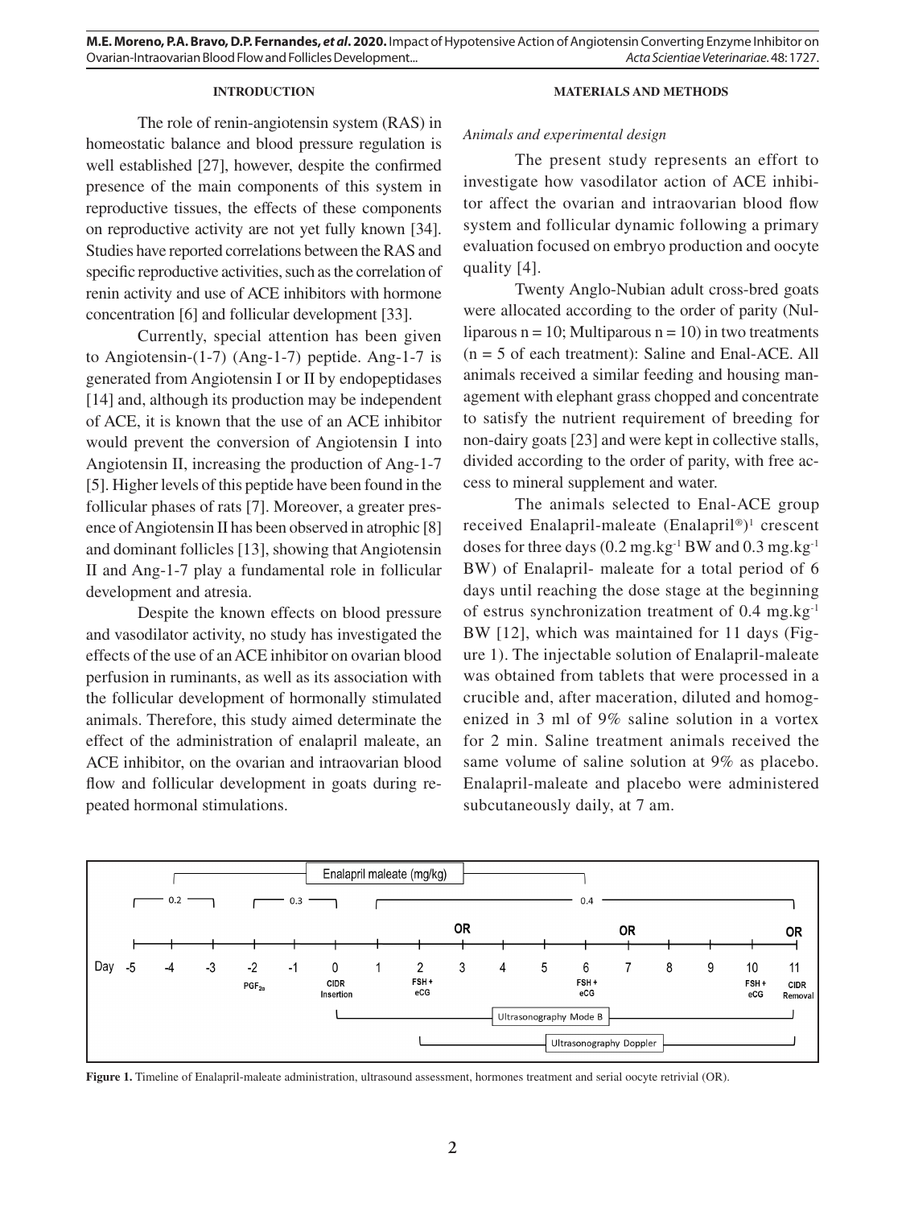## INTRODUCTION

The role of renin-angiotensin system (RAS) in homeostatic balance and blood pressure regulation is well established [27], however, despite the confirmed presence of the main components of this system in reproductive tissues, the effects of these components on reproductive activity are not yet fully known [34]. Studies have reported correlations between the RAS and specific reproductive activities, such as the correlation of renin activity and use of ACE inhibitors with hormone concentration [6] and follicular development [33].

Currently, special attention has been given to Angiotensin-(1-7) (Ang-1-7) peptide. Ang-1-7 is generated from Angiotensin I or II by endopeptidases [14] and, although its production may be independent of ACE, it is known that the use of an ACE inhibitor would prevent the conversion of Angiotensin I into Angiotensin II, increasing the production of Ang-1-7 [5]. Higher levels of this peptide have been found in the follicular phases of rats [7]. Moreover, a greater presence of Angiotensin II has been observed in atrophic [8] and dominant follicles [13], showing that Angiotensin II and Ang-1-7 play a fundamental role in follicular development and atresia.

Despite the known effects on blood pressure and vasodilator activity, no study has investigated the effects of the use of an ACE inhibitor on ovarian blood perfusion in ruminants, as well as its association with the follicular development of hormonally stimulated animals. Therefore, this study aimed determinate the effect of the administration of enalapril maleate, an ACE inhibitor, on the ovarian and intraovarian blood flow and follicular development in goats during repeated hormonal stimulations.

## MATERIALS AND METHODS

*Animals and experimental design*

The present study represents an effort to investigate how vasodilator action of ACE inhibitor affect the ovarian and intraovarian blood flow system and follicular dynamic following a primary evaluation focused on embryo production and oocyte quality [4].

Twenty Anglo-Nubian adult cross-bred goats were allocated according to the order of parity (Nulliparous n = 10; Multiparous n = 10) in two treatments (n = 5 of each treatment): Saline and Enal-ACE. All animals received a similar feeding and housing management with elephant grass chopped and concentrate to satisfy the nutrient requirement of breeding for non-dairy goats [23] and were kept in collective stalls, divided according to the order of parity, with free access to mineral supplement and water.

The animals selected to Enal-ACE group received Enalapril-maleate (Enalapril®)[1] crescent doses for three days (0.2 $mg.kg^{-1}$ BW and 0.3 $mg.kg^{-1}$ BW) of Enalapril- maleate for a total period of 6 days until reaching the dose stage at the beginning of estrus synchronization treatment of 0.4 $mg.kg^{-1}$ BW [12], which was maintained for 11 days (Figure 1). The injectable solution of Enalapril-maleate was obtained from tablets that were processed in a crucible and, after maceration, diluted and homogenized in 3 ml of 9% saline solution in a vortex for 2 min. Saline treatment animals received the same volume of saline solution at 9% as placebo. Enalapril-maleate and placebo were administered subcutaneously daily, at 7 am.

**Figure 1.** Timeline of Enalapril-maleate administration, ultrasound assessment, hormones treatment and serial oocyte retrivial (OR).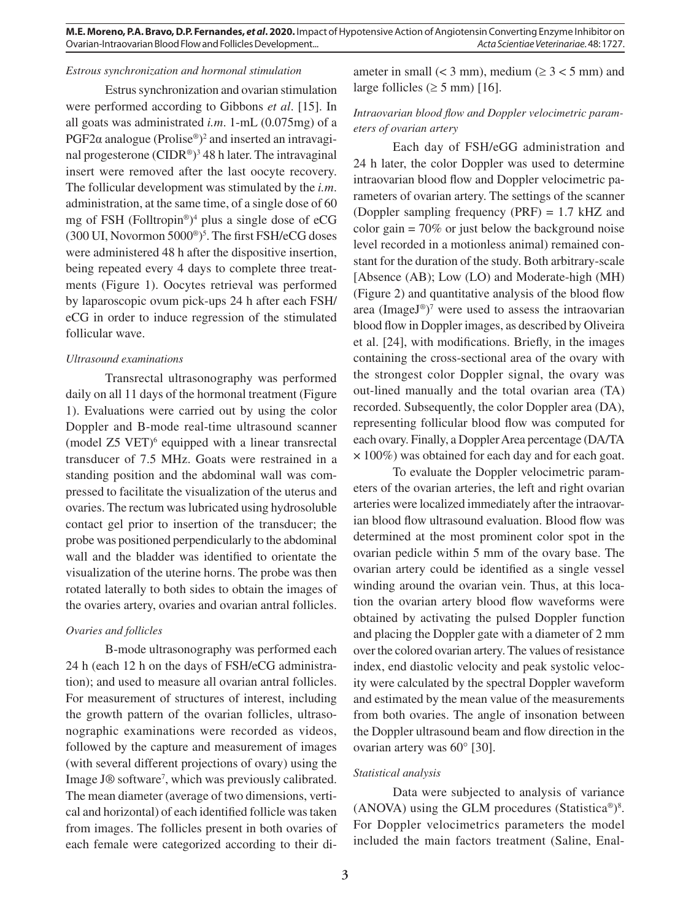*Estrous synchronization and hormonal stimulation*

Estrus synchronization and ovarian stimulation were performed according to Gibbons *et al*. [15]. In all goats was administrated *i.m*. 1-mL (0.075mg) of a PGF2α analogue (Prolise®)[2] and inserted an intravaginal progesterone (CIDR®)[3] 48 h later. The intravaginal insert were removed after the last oocyte recovery. The follicular development was stimulated by the *i.m*. administration, at the same time, of a single dose of 60 mg of FSH (Folltropin®)[4] plus a single dose of eCG (300 UI, Novormon 5000®)[5]. The first FSH/eCG doses were administered 48 h after the dispositive insertion, being repeated every 4 days to complete three treatments (Figure 1). Oocytes retrieval was performed by laparoscopic ovum pick-ups 24 h after each FSH/eCG in order to induce regression of the stimulated follicular wave.

*Ultrasound examinations*

Transrectal ultrasonography was performed daily on all 11 days of the hormonal treatment (Figure 1). Evaluations were carried out by using the color Doppler and B-mode real-time ultrasound scanner (model Z5 VET)[6] equipped with a linear transrectal transducer of 7.5 MHz. Goats were restrained in a standing position and the abdominal wall was compressed to facilitate the visualization of the uterus and ovaries. The rectum was lubricated using hydrosoluble contact gel prior to insertion of the transducer; the probe was positioned perpendicularly to the abdominal wall and the bladder was identified to orientate the visualization of the uterine horns. The probe was then rotated laterally to both sides to obtain the images of the ovaries artery, ovaries and ovarian antral follicles.

*Ovaries and follicles*

B-mode ultrasonography was performed each 24 h (each 12 h on the days of FSH/eCG administration); and used to measure all ovarian antral follicles. For measurement of structures of interest, including the growth pattern of the ovarian follicles, ultrasonographic examinations were recorded as videos, followed by the capture and measurement of images (with several different projections of ovary) using the Image J® software[7], which was previously calibrated. The mean diameter (average of two dimensions, vertical and horizontal) of each identified follicle was taken from images. The follicles present in both ovaries of each female were categorized according to their diameter in small (< 3 mm), medium (≥ 3 < 5 mm) and large follicles (≥ 5 mm) [16].

*Intraovarian blood flow and Doppler velocimetric parameters of ovarian artery*

Each day of FSH/eGG administration and 24 h later, the color Doppler was used to determine intraovarian blood flow and Doppler velocimetric parameters of ovarian artery. The settings of the scanner (Doppler sampling frequency (PRF) = 1.7 kHZ and color gain = 70% or just below the background noise level recorded in a motionless animal) remained constant for the duration of the study. Both arbitrary-scale [Absence (AB); Low (LO) and Moderate-high (MH) (Figure 2) and quantitative analysis of the blood flow area (ImageJ®)[7] were used to assess the intraovarian blood flow in Doppler images, as described by Oliveira et al. [24], with modifications. Briefly, in the images containing the cross-sectional area of the ovary with the strongest color Doppler signal, the ovary was out-lined manually and the total ovarian area (TA) recorded. Subsequently, the color Doppler area (DA), representing follicular blood flow was computed for each ovary. Finally, a Doppler Area percentage (DA/TA × 100%) was obtained for each day and for each goat.

To evaluate the Doppler velocimetric parameters of the ovarian arteries, the left and right ovarian arteries were localized immediately after the intraovarian blood flow ultrasound evaluation. Blood flow was determined at the most prominent color spot in the ovarian pedicle within 5 mm of the ovary base. The ovarian artery could be identified as a single vessel winding around the ovarian vein. Thus, at this location the ovarian artery blood flow waveforms were obtained by activating the pulsed Doppler function and placing the Doppler gate with a diameter of 2 mm over the colored ovarian artery. The values of resistance index, end diastolic velocity and peak systolic velocity were calculated by the spectral Doppler waveform and estimated by the mean value of the measurements from both ovaries. The angle of insonation between the Doppler ultrasound beam and flow direction in the ovarian artery was 60° [30].

*Statistical analysis*

Data were subjected to analysis of variance (ANOVA) using the GLM procedures (Statistica®)[8]. For Doppler velocimetrics parameters the model included the main factors treatment (Saline, Enal-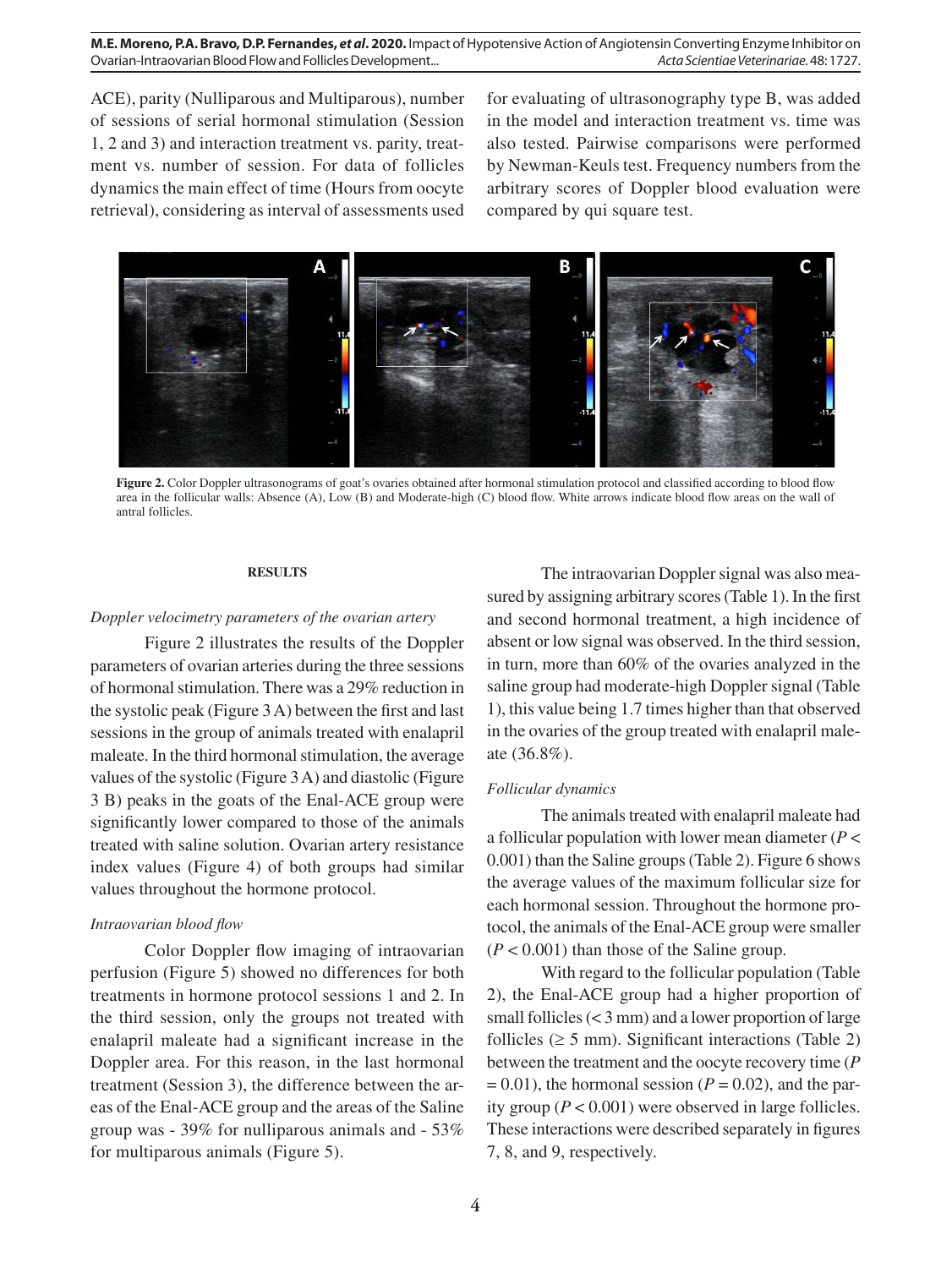ACE), parity (Nulliparous and Multiparous), number of sessions of serial hormonal stimulation (Session 1, 2 and 3) and interaction treatment vs. parity, treatment vs. number of session. For data of follicles dynamics the main effect of time (Hours from oocyte retrieval), considering as interval of assessments used for evaluating of ultrasonography type B, was added in the model and interaction treatment vs. time was also tested. Pairwise comparisons were performed by Newman-Keuls test. Frequency numbers from the arbitrary scores of Doppler blood evaluation were compared by qui square test.

**Figure 2.** Color Doppler ultrasonograms of goat's ovaries obtained after hormonal stimulation protocol and classified according to blood flow area in the follicular walls: Absence (A), Low (B) and Moderate-high (C) blood flow. White arrows indicate blood flow areas on the wall of antral follicles.

## RESULTS

### *Doppler velocimetry parameters of the ovarian artery*

Figure 2 illustrates the results of the Doppler parameters of ovarian arteries during the three sessions of hormonal stimulation. There was a 29% reduction in the systolic peak (Figure 3 A) between the first and last sessions in the group of animals treated with enalapril maleate. In the third hormonal stimulation, the average values of the systolic (Figure 3 A) and diastolic (Figure 3 B) peaks in the goats of the Enal-ACE group were significantly lower compared to those of the animals treated with saline solution. Ovarian artery resistance index values (Figure 4) of both groups had similar values throughout the hormone protocol.

### *Intraovarian blood flow*

Color Doppler flow imaging of intraovarian perfusion (Figure 5) showed no differences for both treatments in hormone protocol sessions 1 and 2. In the third session, only the groups not treated with enalapril maleate had a significant increase in the Doppler area. For this reason, in the last hormonal treatment (Session 3), the difference between the areas of the Enal-ACE group and the areas of the Saline group was - 39% for nulliparous animals and - 53% for multiparous animals (Figure 5).

The intraovarian Doppler signal was also measured by assigning arbitrary scores (Table 1). In the first and second hormonal treatment, a high incidence of absent or low signal was observed. In the third session, in turn, more than 60% of the ovaries analyzed in the saline group had moderate-high Doppler signal (Table 1), this value being 1.7 times higher than that observed in the ovaries of the group treated with enalapril maleate (36.8%).

### *Follicular dynamics*

The animals treated with enalapril maleate had a follicular population with lower mean diameter ($P < 0.001$) than the Saline groups (Table 2). Figure 6 shows the average values of the maximum follicular size for each hormonal session. Throughout the hormone protocol, the animals of the Enal-ACE group were smaller ($P < 0.001$) than those of the Saline group.

With regard to the follicular population (Table 2), the Enal-ACE group had a higher proportion of small follicles (< 3 mm) and a lower proportion of large follicles (≥ 5 mm). Significant interactions (Table 2) between the treatment and the oocyte recovery time ($P = 0.01$), the hormonal session ($P = 0.02$), and the parity group ($P < 0.001$) were observed in large follicles. These interactions were described separately in figures 7, 8, and 9, respectively.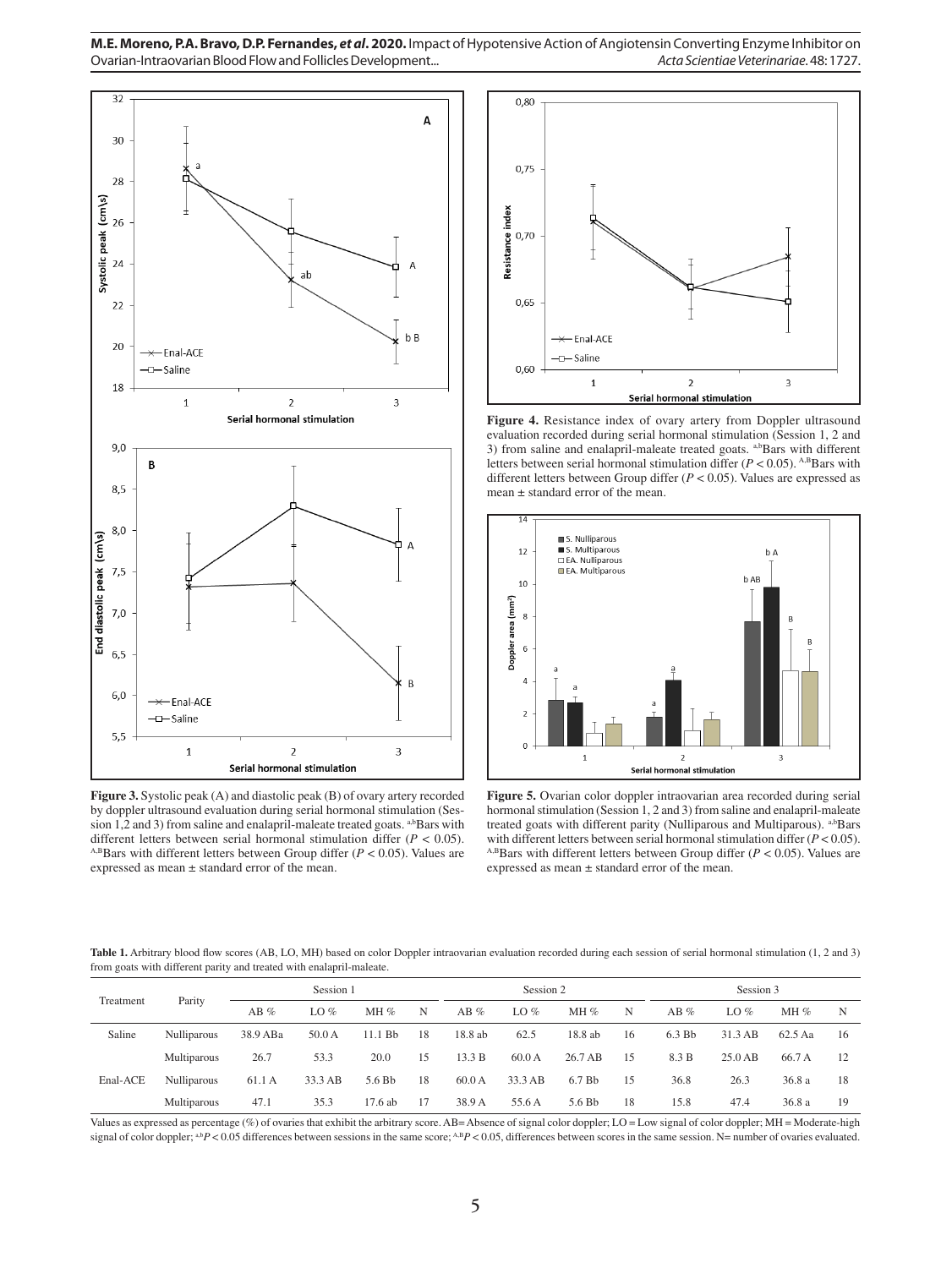**Figure 3.** Systolic peak (A) and diastolic peak (B) of ovary artery recorded by doppler ultrasound evaluation during serial hormonal stimulation (Session 1,2 and 3) from saline and enalapril-maleate treated goats. [a,b]Bars with different letters between serial hormonal stimulation differ ($P$ < 0.05). [A,B]Bars with different letters between Group differ ($P$ < 0.05). Values are expressed as mean ± standard error of the mean.

**Figure 4.** Resistance index of ovary artery from Doppler ultrasound evaluation recorded during serial hormonal stimulation (Session 1, 2 and 3) from saline and enalapril-maleate treated goats. [a,b]Bars with different letters between serial hormonal stimulation differ ($P$ < 0.05). [A,B]Bars with different letters between Group differ ($P$ < 0.05). Values are expressed as mean ± standard error of the mean.

**Figure 5.** Ovarian color doppler intraovarian area recorded during serial hormonal stimulation (Session 1, 2 and 3) from saline and enalapril-maleate treated goats with different parity (Nulliparous and Multiparous). [a,b]Bars with different letters between serial hormonal stimulation differ ($P$ < 0.05). [A,B]Bars with different letters between Group differ ($P$ < 0.05). Values are expressed as mean ± standard error of the mean.

**Table 1.** Arbitrary blood flow scores (AB, LO, MH) based on color Doppler intraovarian evaluation recorded during each session of serial hormonal stimulation (1, 2 and 3) from goats with different parity and treated with enalapril-maleate.

| Treatment | Parity | Session 1 | | | | Session 2 | | | | Session 3 | | | |
|---|---|---|---|---|---|---|---|---|---|---|---|---|---|
| | | AB % | LO % | MH % | N | AB % | LO % | MH % | N | AB % | LO % | MH % | N |
| Saline | Nulliparous | 38.9 ABa | 50.0 A | 11.1 Bb | 18 | 18.8 ab | 62.5 | 18.8 ab | 16 | 6.3 Bb | 31.3 AB | 62.5 Aa | 16 |
| | Multiparous | 26.7 | 53.3 | 20.0 | 15 | 13.3 B | 60.0 A | 26.7 AB | 15 | 8.3 B | 25.0 AB | 66.7 A | 12 |
| Enal-ACE | Nulliparous | 61.1 A | 33.3 AB | 5.6 Bb | 18 | 60.0 A | 33.3 AB | 6.7 Bb | 15 | 36.8 | 26.3 | 36.8 a | 18 |
| | Multiparous | 47.1 | 35.3 | 17.6 ab | 17 | 38.9 A | 55.6 A | 5.6 Bb | 18 | 15.8 | 47.4 | 36.8 a | 19 |

Values as expressed as percentage (%) of ovaries that exhibit the arbitrary score. AB= Absence of signal color doppler; LO = Low signal of color doppler; MH = Moderate-high signal of color doppler; [a,b]$P$ < 0.05 differences between sessions in the same score; [A,B]$P$ < 0.05, differences between scores in the same session. N= number of ovaries evaluated.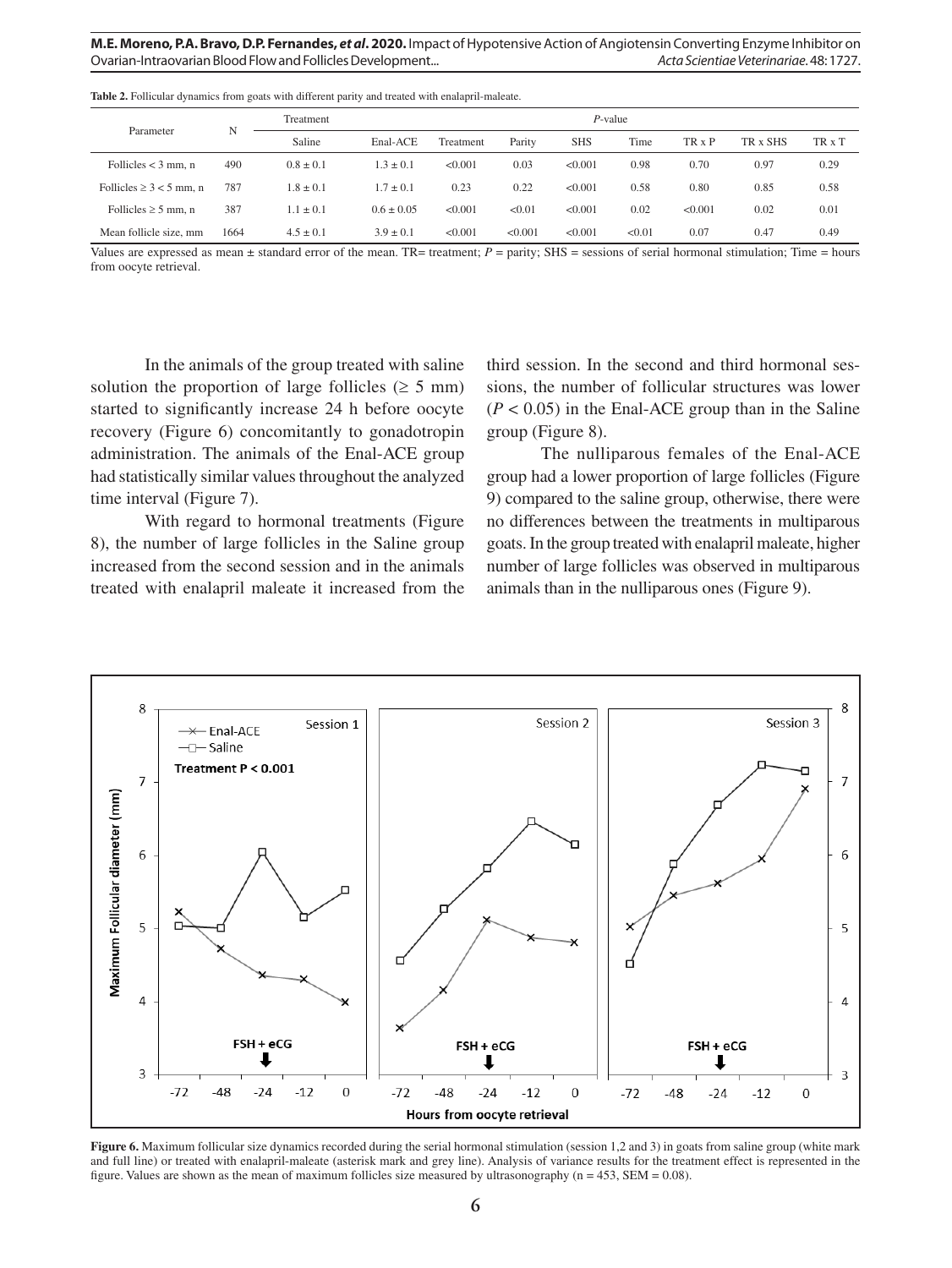**Table 2.** Follicular dynamics from goats with different parity and treated with enalapril-maleate.

| Parameter | N | Treatment | | *P*-value | | | | | | |
|---|---|---|---|---|---|---|---|---|---|---|
| | | Saline | Enal-ACE | Treatment | Parity | SHS | Time | TR x P | TR x SHS | TR x T |
| Follicles < 3 mm, n | 490 | 0.8 ± 0.1 | 1.3 ± 0.1 | <0.001 | 0.03 | <0.001 | 0.98 | 0.70 | 0.97 | 0.29 |
| Follicles ≥ 3 < 5 mm, n | 787 | 1.8 ± 0.1 | 1.7 ± 0.1 | 0.23 | 0.22 | <0.001 | 0.58 | 0.80 | 0.85 | 0.58 |
| Follicles ≥ 5 mm, n | 387 | 1.1 ± 0.1 | 0.6 ± 0.05 | <0.001 | <0.01 | <0.001 | 0.02 | <0.001 | 0.02 | 0.01 |
| Mean follicle size, mm | 1664 | 4.5 ± 0.1 | 3.9 ± 0.1 | <0.001 | <0.001 | <0.001 | <0.01 | 0.07 | 0.47 | 0.49 |

Values are expressed as mean ± standard error of the mean. TR= treatment; *P* = parity; SHS = sessions of serial hormonal stimulation; Time = hours from oocyte retrieval.

In the animals of the group treated with saline solution the proportion of large follicles (≥ 5 mm) started to significantly increase 24 h before oocyte recovery (Figure 6) concomitantly to gonadotropin administration. The animals of the Enal-ACE group had statistically similar values throughout the analyzed time interval (Figure 7).

With regard to hormonal treatments (Figure 8), the number of large follicles in the Saline group increased from the second session and in the animals treated with enalapril maleate it increased from the third session. In the second and third hormonal sessions, the number of follicular structures was lower ($P < 0.05$) in the Enal-ACE group than in the Saline group (Figure 8).

The nulliparous females of the Enal-ACE group had a lower proportion of large follicles (Figure 9) compared to the saline group, otherwise, there were no differences between the treatments in multiparous goats. In the group treated with enalapril maleate, higher number of large follicles was observed in multiparous animals than in the nulliparous ones (Figure 9).

**Figure 6.** Maximum follicular size dynamics recorded during the serial hormonal stimulation (session 1,2 and 3) in goats from saline group (white mark and full line) or treated with enalapril-maleate (asterisk mark and grey line). Analysis of variance results for the treatment effect is represented in the figure. Values are shown as the mean of maximum follicles size measured by ultrasonography (n = 453, SEM = 0.08).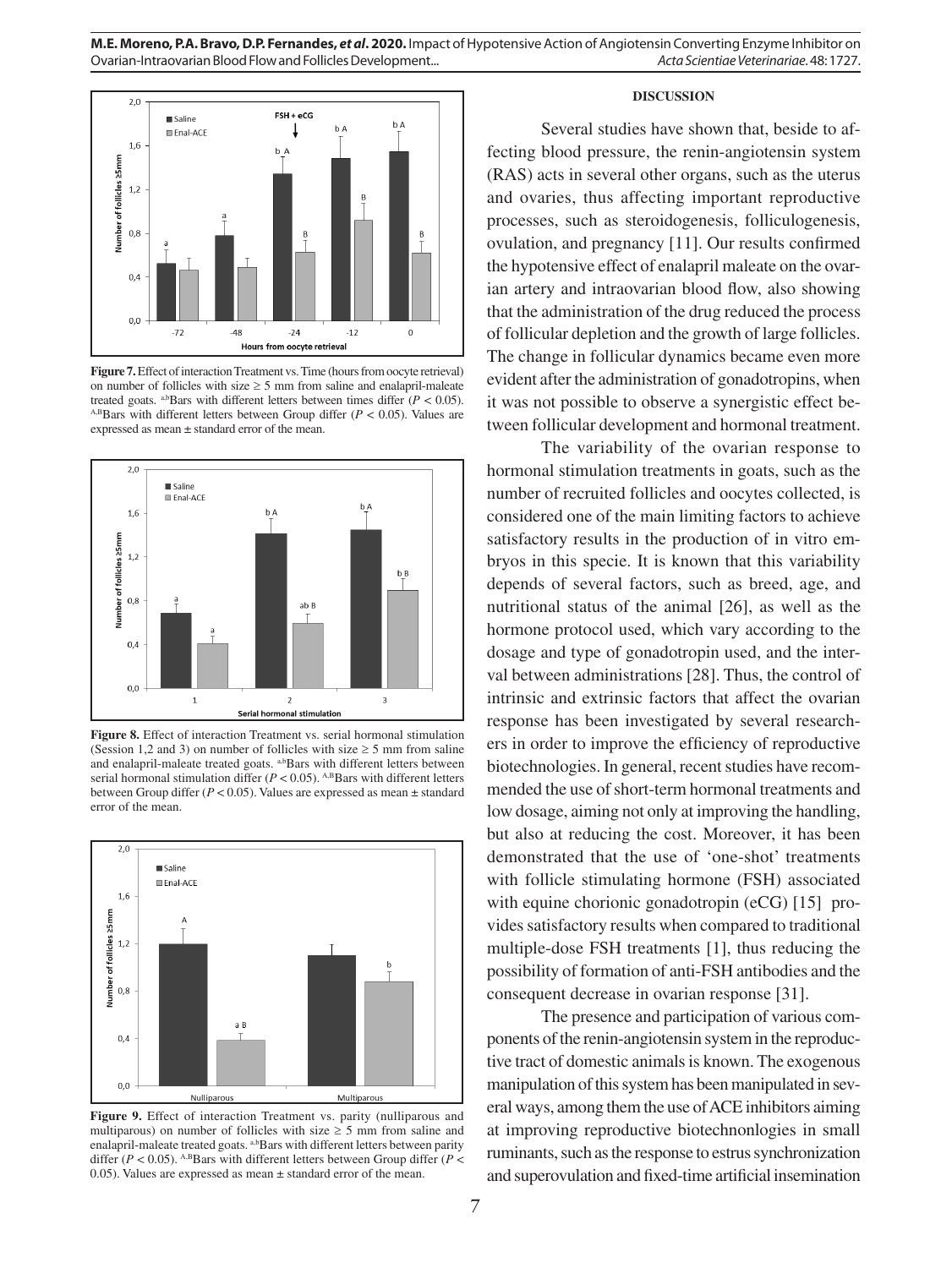Figure 7. Effect of interaction Treatment vs. Time (hours from oocyte retrieval) on number of follicles with size ≥ 5 mm from saline and enalapril-maleate treated goats. [a,b]Bars with different letters between times differ ($P < 0.05$). [A,B]Bars with different letters between Group differ ($P < 0.05$). Values are expressed as mean ± standard error of the mean.

Figure 8. Effect of interaction Treatment vs. serial hormonal stimulation (Session 1,2 and 3) on number of follicles with size ≥ 5 mm from saline and enalapril-maleate treated goats. [a,b]Bars with different letters between serial hormonal stimulation differ ($P < 0.05$). [A,B]Bars with different letters between Group differ ($P < 0.05$). Values are expressed as mean ± standard error of the mean.

Figure 9. Effect of interaction Treatment vs. parity (nulliparous and multiparous) on number of follicles with size ≥ 5 mm from saline and enalapril-maleate treated goats. [a,b]Bars with different letters between parity differ ($P < 0.05$). [A,B]Bars with different letters between Group differ ($P <$ 0.05). Values are expressed as mean ± standard error of the mean.

## DISCUSSION

Several studies have shown that, beside to affecting blood pressure, the renin-angiotensin system (RAS) acts in several other organs, such as the uterus and ovaries, thus affecting important reproductive processes, such as steroidogenesis, folliculogenesis, ovulation, and pregnancy [11]. Our results confirmed the hypotensive effect of enalapril maleate on the ovarian artery and intraovarian blood flow, also showing that the administration of the drug reduced the process of follicular depletion and the growth of large follicles. The change in follicular dynamics became even more evident after the administration of gonadotropins, when it was not possible to observe a synergistic effect between follicular development and hormonal treatment.

The variability of the ovarian response to hormonal stimulation treatments in goats, such as the number of recruited follicles and oocytes collected, is considered one of the main limiting factors to achieve satisfactory results in the production of in vitro embryos in this specie. It is known that this variability depends of several factors, such as breed, age, and nutritional status of the animal [26], as well as the hormone protocol used, which vary according to the dosage and type of gonadotropin used, and the interval between administrations [28]. Thus, the control of intrinsic and extrinsic factors that affect the ovarian response has been investigated by several researchers in order to improve the efficiency of reproductive biotechnologies. In general, recent studies have recommended the use of short-term hormonal treatments and low dosage, aiming not only at improving the handling, but also at reducing the cost. Moreover, it has been demonstrated that the use of 'one-shot' treatments with follicle stimulating hormone (FSH) associated with equine chorionic gonadotropin (eCG) [15] provides satisfactory results when compared to traditional multiple-dose FSH treatments [1], thus reducing the possibility of formation of anti-FSH antibodies and the consequent decrease in ovarian response [31].

The presence and participation of various components of the renin-angiotensin system in the reproductive tract of domestic animals is known. The exogenous manipulation of this system has been manipulated in several ways, among them the use of ACE inhibitors aiming at improving reproductive biotechnonlogies in small ruminants, such as the response to estrus synchronization and superovulation and fixed-time artificial insemination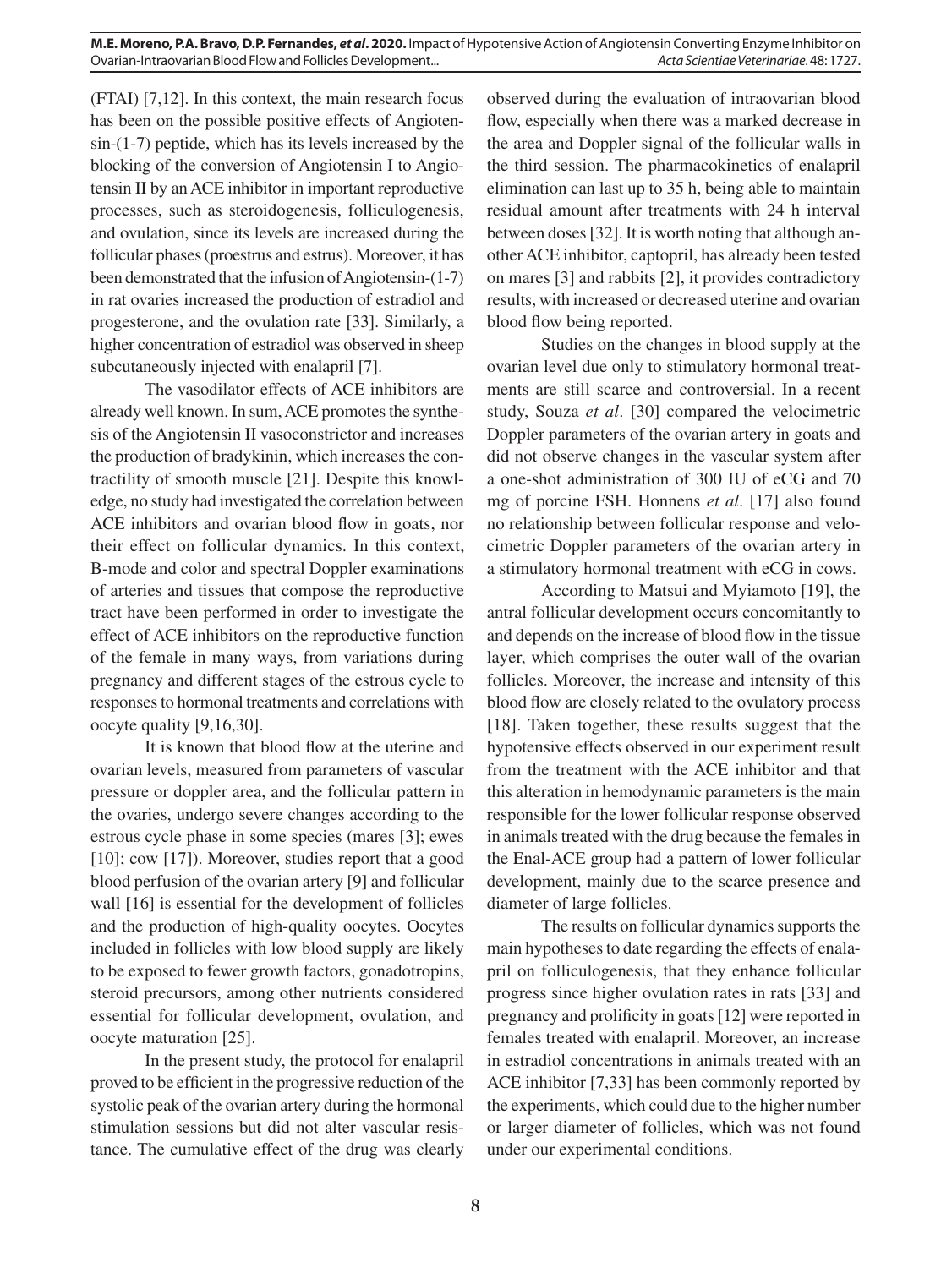(FTAI) [7,12]. In this context, the main research focus has been on the possible positive effects of Angiotensin-(1-7) peptide, which has its levels increased by the blocking of the conversion of Angiotensin I to Angiotensin II by an ACE inhibitor in important reproductive processes, such as steroidogenesis, folliculogenesis, and ovulation, since its levels are increased during the follicular phases (proestrus and estrus). Moreover, it has been demonstrated that the infusion of Angiotensin-(1-7) in rat ovaries increased the production of estradiol and progesterone, and the ovulation rate [33]. Similarly, a higher concentration of estradiol was observed in sheep subcutaneously injected with enalapril [7].

The vasodilator effects of ACE inhibitors are already well known. In sum, ACE promotes the synthesis of the Angiotensin II vasoconstrictor and increases the production of bradykinin, which increases the contractility of smooth muscle [21]. Despite this knowledge, no study had investigated the correlation between ACE inhibitors and ovarian blood flow in goats, nor their effect on follicular dynamics. In this context, B-mode and color and spectral Doppler examinations of arteries and tissues that compose the reproductive tract have been performed in order to investigate the effect of ACE inhibitors on the reproductive function of the female in many ways, from variations during pregnancy and different stages of the estrous cycle to responses to hormonal treatments and correlations with oocyte quality [9,16,30].

It is known that blood flow at the uterine and ovarian levels, measured from parameters of vascular pressure or doppler area, and the follicular pattern in the ovaries, undergo severe changes according to the estrous cycle phase in some species (mares [3]; ewes [10]; cow [17]). Moreover, studies report that a good blood perfusion of the ovarian artery [9] and follicular wall [16] is essential for the development of follicles and the production of high-quality oocytes. Oocytes included in follicles with low blood supply are likely to be exposed to fewer growth factors, gonadotropins, steroid precursors, among other nutrients considered essential for follicular development, ovulation, and oocyte maturation [25].

In the present study, the protocol for enalapril proved to be efficient in the progressive reduction of the systolic peak of the ovarian artery during the hormonal stimulation sessions but did not alter vascular resistance. The cumulative effect of the drug was clearly observed during the evaluation of intraovarian blood flow, especially when there was a marked decrease in the area and Doppler signal of the follicular walls in the third session. The pharmacokinetics of enalapril elimination can last up to 35 h, being able to maintain residual amount after treatments with 24 h interval between doses [32]. It is worth noting that although another ACE inhibitor, captopril, has already been tested on mares [3] and rabbits [2], it provides contradictory results, with increased or decreased uterine and ovarian blood flow being reported.

Studies on the changes in blood supply at the ovarian level due only to stimulatory hormonal treatments are still scarce and controversial. In a recent study, Souza *et al*. [30] compared the velocimetric Doppler parameters of the ovarian artery in goats and did not observe changes in the vascular system after a one-shot administration of 300 IU of eCG and 70 mg of porcine FSH. Honnens *et al*. [17] also found no relationship between follicular response and velocimetric Doppler parameters of the ovarian artery in a stimulatory hormonal treatment with eCG in cows.

According to Matsui and Myiamoto [19], the antral follicular development occurs concomitantly to and depends on the increase of blood flow in the tissue layer, which comprises the outer wall of the ovarian follicles. Moreover, the increase and intensity of this blood flow are closely related to the ovulatory process [18]. Taken together, these results suggest that the hypotensive effects observed in our experiment result from the treatment with the ACE inhibitor and that this alteration in hemodynamic parameters is the main responsible for the lower follicular response observed in animals treated with the drug because the females in the Enal-ACE group had a pattern of lower follicular development, mainly due to the scarce presence and diameter of large follicles.

The results on follicular dynamics supports the main hypotheses to date regarding the effects of enalapril on folliculogenesis, that they enhance follicular progress since higher ovulation rates in rats [33] and pregnancy and prolificity in goats [12] were reported in females treated with enalapril. Moreover, an increase in estradiol concentrations in animals treated with an ACE inhibitor [7,33] has been commonly reported by the experiments, which could due to the higher number or larger diameter of follicles, which was not found under our experimental conditions.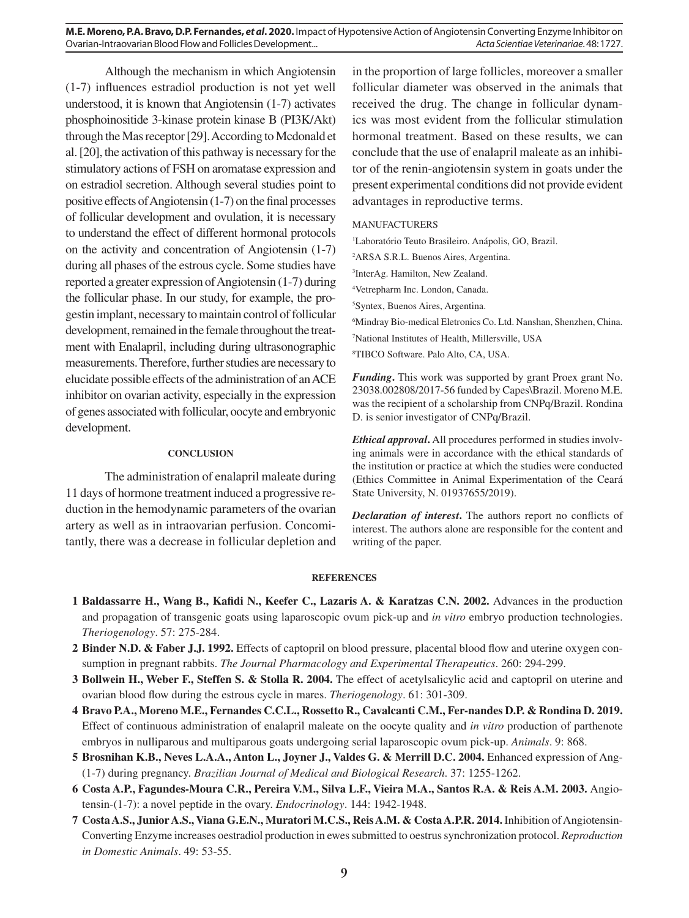Although the mechanism in which Angiotensin (1-7) influences estradiol production is not yet well understood, it is known that Angiotensin (1-7) activates phosphoinositide 3-kinase protein kinase B (PI3K/Akt) through the Mas receptor [29]. According to Mcdonald et al. [20], the activation of this pathway is necessary for the stimulatory actions of FSH on aromatase expression and on estradiol secretion. Although several studies point to positive effects of Angiotensin (1-7) on the final processes of follicular development and ovulation, it is necessary to understand the effect of different hormonal protocols on the activity and concentration of Angiotensin (1-7) during all phases of the estrous cycle. Some studies have reported a greater expression of Angiotensin (1-7) during the follicular phase. In our study, for example, the progestin implant, necessary to maintain control of follicular development, remained in the female throughout the treatment with Enalapril, including during ultrasonographic measurements. Therefore, further studies are necessary to elucidate possible effects of the administration of an ACE inhibitor on ovarian activity, especially in the expression of genes associated with follicular, oocyte and embryonic development.

## CONCLUSION

The administration of enalapril maleate during 11 days of hormone treatment induced a progressive reduction in the hemodynamic parameters of the ovarian artery as well as in intraovarian perfusion. Concomitantly, there was a decrease in follicular depletion and in the proportion of large follicles, moreover a smaller follicular diameter was observed in the animals that received the drug. The change in follicular dynamics was most evident from the follicular stimulation hormonal treatment. Based on these results, we can conclude that the use of enalapril maleate as an inhibitor of the renin-angiotensin system in goats under the present experimental conditions did not provide evident advantages in reproductive terms.

MANUFACTURERS

[1]Laboratório Teuto Brasileiro. Anápolis, GO, Brazil.
[2]ARSA S.R.L. Buenos Aires, Argentina.
[3]InterAg. Hamilton, New Zealand.
[4]Vetrepharm Inc. London, Canada.
[5]Syntex, Buenos Aires, Argentina.
[6]Mindray Bio-medical Eletronics Co. Ltd. Nanshan, Shenzhen, China.
[7]National Institutes of Health, Millersville, USA
[8]TIBCO Software. Palo Alto, CA, USA.

***Funding*.** This work was supported by grant Proex grant No. 23038.002808/2017-56 funded by Capes\Brazil. Moreno M.E. was the recipient of a scholarship from CNPq/Brazil. Rondina D. is senior investigator of CNPq/Brazil.

***Ethical approval*.** All procedures performed in studies involving animals were in accordance with the ethical standards of the institution or practice at which the studies were conducted (Ethics Committee in Animal Experimentation of the Ceará State University, N. 01937655/2019).

***Declaration of interest*.** The authors report no conflicts of interest. The authors alone are responsible for the content and writing of the paper.

## REFERENCES

1 **Baldassarre H., Wang B., Kafidi N., Keefer C., Lazaris A. & Karatzas C.N. 2002.** Advances in the production and propagation of transgenic goats using laparoscopic ovum pick-up and *in vitro* embryo production technologies. *Theriogenology*. 57: 275-284.

2 **Binder N.D. & Faber J.J. 1992.** Effects of captopril on blood pressure, placental blood flow and uterine oxygen consumption in pregnant rabbits. *The Journal Pharmacology and Experimental Therapeutics*. 260: 294-299.

3 **Bollwein H., Weber F., Steffen S. & Stolla R. 2004.** The effect of acetylsalicylic acid and captopril on uterine and ovarian blood flow during the estrous cycle in mares. *Theriogenology*. 61: 301-309.

4 **Bravo P.A., Moreno M.E., Fernandes C.C.L., Rossetto R., Cavalcanti C.M., Fer-nandes D.P. & Rondina D. 2019.** Effect of continuous administration of enalapril maleate on the oocyte quality and *in vitro* production of parthenote embryos in nulliparous and multiparous goats undergoing serial laparoscopic ovum pick-up. *Animals*. 9: 868.

5 **Brosnihan K.B., Neves L.A.A., Anton L., Joyner J., Valdes G. & Merrill D.C. 2004.** Enhanced expression of Ang-(1-7) during pregnancy. *Brazilian Journal of Medical and Biological Research*. 37: 1255-1262.

6 **Costa A.P., Fagundes-Moura C.R., Pereira V.M., Silva L.F., Vieira M.A., Santos R.A. & Reis A.M. 2003.** Angiotensin-(1-7): a novel peptide in the ovary. *Endocrinology*. 144: 1942-1948.

7 **Costa A.S., Junior A.S., Viana G.E.N., Muratori M.C.S., Reis A.M. & Costa A.P.R. 2014.** Inhibition of Angiotensin-Converting Enzyme increases oestradiol production in ewes submitted to oestrus synchronization protocol. *Reproduction in Domestic Animals*. 49: 53-55.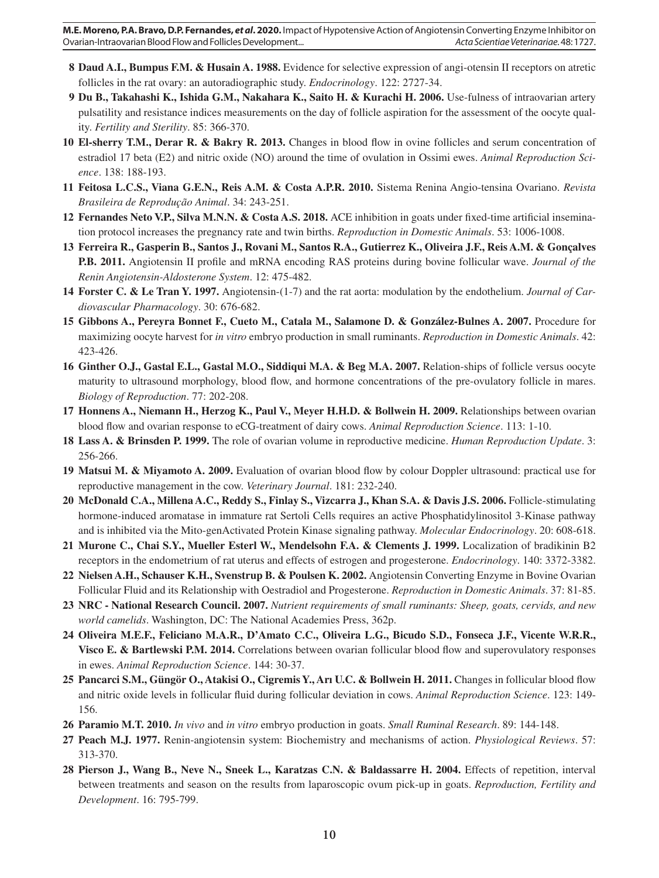8 **Daud A.I., Bumpus F.M. & Husain A. 1988.** Evidence for selective expression of angi-otensin II receptors on atretic follicles in the rat ovary: an autoradiographic study. *Endocrinology*. 122: 2727-34.

9 **Du B., Takahashi K., Ishida G.M., Nakahara K., Saito H. & Kurachi H. 2006.** Use-fulness of intraovarian artery pulsatility and resistance indices measurements on the day of follicle aspiration for the assessment of the oocyte quality. *Fertility and Sterility*. 85: 366-370.

10 **El-sherry T.M., Derar R. & Bakry R. 2013.** Changes in blood flow in ovine follicles and serum concentration of estradiol 17 beta (E2) and nitric oxide (NO) around the time of ovulation in Ossimi ewes. *Animal Reproduction Science*. 138: 188-193.

11 **Feitosa L.C.S., Viana G.E.N., Reis A.M. & Costa A.P.R. 2010.** Sistema Renina Angio-tensina Ovariano. *Revista Brasileira de Reprodução Animal*. 34: 243-251.

12 **Fernandes Neto V.P., Silva M.N.N. & Costa A.S. 2018.** ACE inhibition in goats under fixed-time artificial insemination protocol increases the pregnancy rate and twin births. *Reproduction in Domestic Animals*. 53: 1006-1008.

13 **Ferreira R., Gasperin B., Santos J., Rovani M., Santos R.A., Gutierrez K., Oliveira J.F., Reis A.M. & Gonçalves P.B. 2011.** Angiotensin II profile and mRNA encoding RAS proteins during bovine follicular wave. *Journal of the Renin Angiotensin-Aldosterone System*. 12: 475-482.

14 **Forster C. & Le Tran Y. 1997.** Angiotensin-(1-7) and the rat aorta: modulation by the endothelium. *Journal of Cardiovascular Pharmacology*. 30: 676-682.

15 **Gibbons A., Pereyra Bonnet F., Cueto M., Catala M., Salamone D. & González-Bulnes A. 2007.** Procedure for maximizing oocyte harvest for *in vitro* embryo production in small ruminants. *Reproduction in Domestic Animals*. 42: 423-426.

16 **Ginther O.J., Gastal E.L., Gastal M.O., Siddiqui M.A. & Beg M.A. 2007.** Relation-ships of follicle versus oocyte maturity to ultrasound morphology, blood flow, and hormone concentrations of the pre-ovulatory follicle in mares. *Biology of Reproduction*. 77: 202-208.

17 **Honnens A., Niemann H., Herzog K., Paul V., Meyer H.H.D. & Bollwein H. 2009.** Relationships between ovarian blood flow and ovarian response to eCG-treatment of dairy cows. *Animal Reproduction Science*. 113: 1-10.

18 **Lass A. & Brinsden P. 1999.** The role of ovarian volume in reproductive medicine. *Human Reproduction Update*. 3: 256-266.

19 **Matsui M. & Miyamoto A. 2009.** Evaluation of ovarian blood flow by colour Doppler ultrasound: practical use for reproductive management in the cow. *Veterinary Journal*. 181: 232-240.

20 **McDonald C.A., Millena A.C., Reddy S., Finlay S., Vizcarra J., Khan S.A. & Davis J.S. 2006.** Follicle-stimulating hormone-induced aromatase in immature rat Sertoli Cells requires an active Phosphatidylinositol 3-Kinase pathway and is inhibited via the Mito-genActivated Protein Kinase signaling pathway. *Molecular Endocrinology*. 20: 608-618.

21 **Murone C., Chai S.Y., Mueller Esterl W., Mendelsohn F.A. & Clements J. 1999.** Localization of bradikinin B2 receptors in the endometrium of rat uterus and effects of estrogen and progesterone. *Endocrinology*. 140: 3372-3382.

22 **Nielsen A.H., Schauser K.H., Svenstrup B. & Poulsen K. 2002.** Angiotensin Converting Enzyme in Bovine Ovarian Follicular Fluid and its Relationship with Oestradiol and Progesterone. *Reproduction in Domestic Animals*. 37: 81-85.

23 **NRC - National Research Council. 2007.** *Nutrient requirements of small ruminants: Sheep, goats, cervids, and new world camelids*. Washington, DC: The National Academies Press, 362p.

24 **Oliveira M.E.F., Feliciano M.A.R., D'Amato C.C., Oliveira L.G., Bicudo S.D., Fonseca J.F., Vicente W.R.R., Visco E. & Bartlewski P.M. 2014.** Correlations between ovarian follicular blood flow and superovulatory responses in ewes. *Animal Reproduction Science*. 144: 30-37.

25 **Pancarci S.M., Güngör O., Atakisi O., Cigremis Y., Arı U.C. & Bollwein H. 2011.** Changes in follicular blood flow and nitric oxide levels in follicular fluid during follicular deviation in cows. *Animal Reproduction Science*. 123: 149-156.

26 **Paramio M.T. 2010.** *In vivo* and *in vitro* embryo production in goats. *Small Ruminal Research*. 89: 144-148.

27 **Peach M.J. 1977.** Renin-angiotensin system: Biochemistry and mechanisms of action. *Physiological Reviews*. 57: 313-370.

28 **Pierson J., Wang B., Neve N., Sneek L., Karatzas C.N. & Baldassarre H. 2004.** Effects of repetition, interval between treatments and season on the results from laparoscopic ovum pick-up in goats. *Reproduction, Fertility and Development*. 16: 795-799.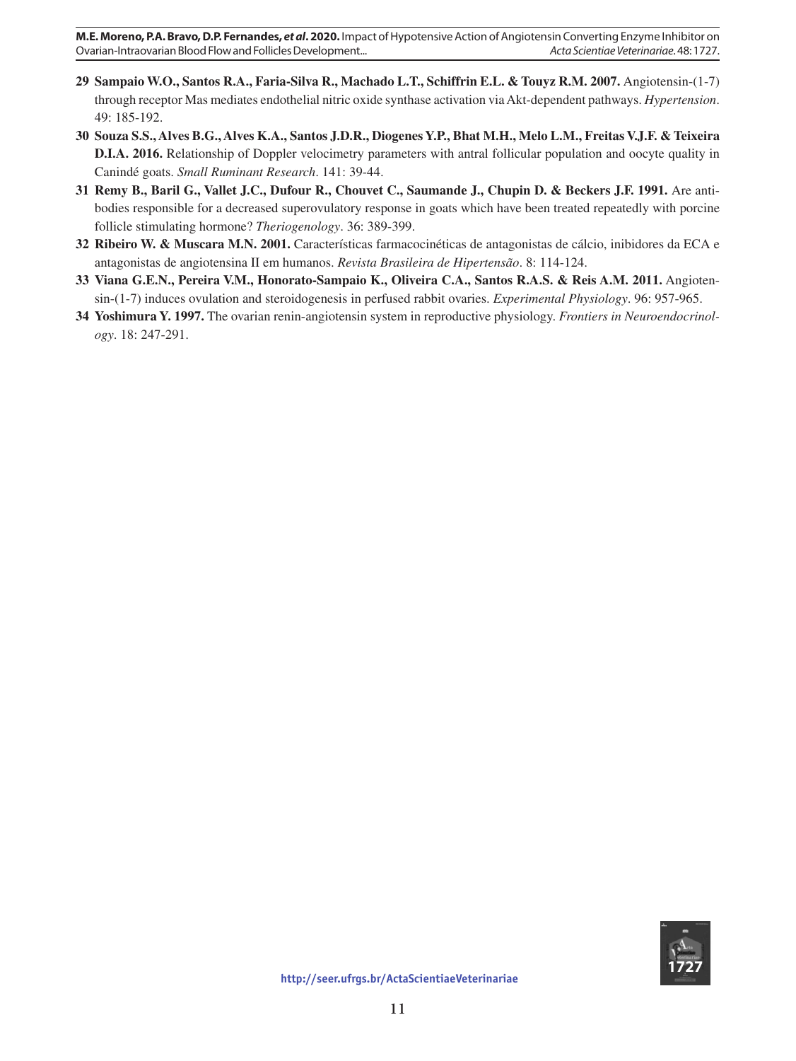**29** **Sampaio W.O., Santos R.A., Faria-Silva R., Machado L.T., Schiffrin E.L. & Touyz R.M. 2007.** Angiotensin-(1-7) through receptor Mas mediates endothelial nitric oxide synthase activation via Akt-dependent pathways. *Hypertension*. 49: 185-192.

**30** **Souza S.S., Alves B.G., Alves K.A., Santos J.D.R., Diogenes Y.P., Bhat M.H., Melo L.M., Freitas V.J.F. & Teixeira D.I.A. 2016.** Relationship of Doppler velocimetry parameters with antral follicular population and oocyte quality in Canindé goats. *Small Ruminant Research*. 141: 39-44.

**31** **Remy B., Baril G., Vallet J.C., Dufour R., Chouvet C., Saumande J., Chupin D. & Beckers J.F. 1991.** Are antibodies responsible for a decreased superovulatory response in goats which have been treated repeatedly with porcine follicle stimulating hormone? *Theriogenology*. 36: 389-399.

**32** **Ribeiro W. & Muscara M.N. 2001.** Características farmacocinéticas de antagonistas de cálcio, inibidores da ECA e antagonistas de angiotensina II em humanos. *Revista Brasileira de Hipertensão*. 8: 114-124.

**33** **Viana G.E.N., Pereira V.M., Honorato-Sampaio K., Oliveira C.A., Santos R.A.S. & Reis A.M. 2011.** Angiotensin-(1-7) induces ovulation and steroidogenesis in perfused rabbit ovaries. *Experimental Physiology*. 96: 957-965.

**34** **Yoshimura Y. 1997.** The ovarian renin-angiotensin system in reproductive physiology. *Frontiers in Neuroendocrinology*. 18: 247-291.